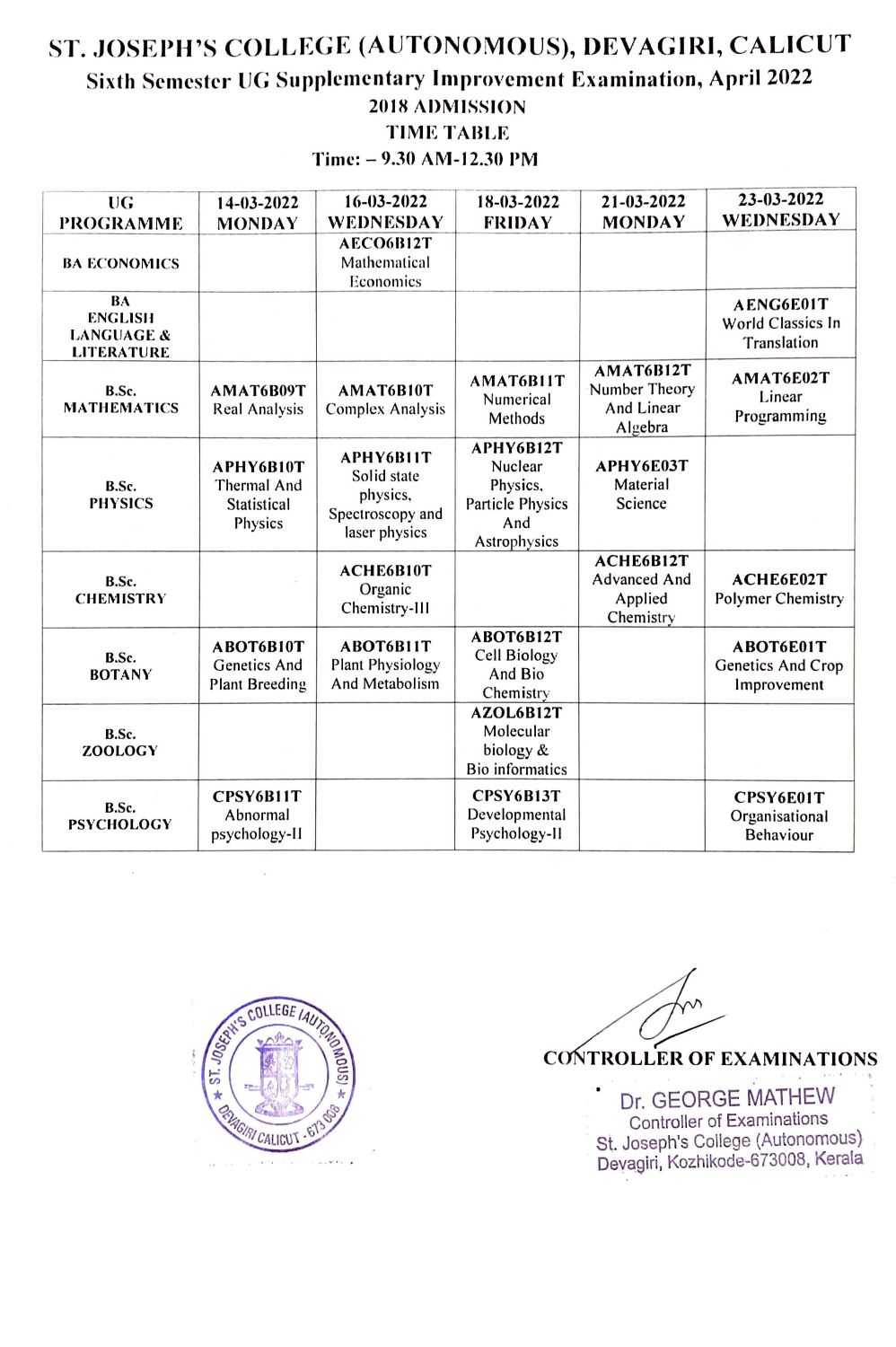# ST. JOSEPH'S COLLEGE (AUTONOMOUS), DEVAGIRI, CALICUT

## Sixth Semester UG Supplementary Improvement Examination, April 2022

### 2018 ADMISSION

### TIME TABLE

**Time: – 9.30 AM-12.30 PM**

| UG PROGRAMME | 14-03-2022 MONDAY | 16-03-2022 WEDNESDAY | 18-03-2022 FRIDAY | 21-03-2022 MONDAY | 23-03-2022 WEDNESDAY |
|---|---|---|---|---|---|
| BA ECONOMICS | | AECO6B12T Mathematical Economics | | | |
| BA ENGLISH LANGUAGE & LITERATURE | | | | | AENG6E01T World Classics In Translation |
| B.Sc. MATHEMATICS | AMAT6B09T Real Analysis | AMAT6B10T Complex Analysis | AMAT6B11T Numerical Methods | AMAT6B12T Number Theory And Linear Algebra | AMAT6E02T Linear Programming |
| B.Sc. PHYSICS | APHY6B10T Thermal And Statistical Physics | APHY6B11T Solid state physics, Spectroscopy and laser physics | APHY6B12T Nuclear Physics, Particle Physics And Astrophysics | APHY6E03T Material Science | |
| B.Sc. CHEMISTRY | | ACHE6B10T Organic Chemistry-III | | ACHE6B12T Advanced And Applied Chemistry | ACHE6E02T Polymer Chemistry |
| B.Sc. BOTANY | ABOT6B10T Genetics And Plant Breeding | ABOT6B11T Plant Physiology And Metabolism | ABOT6B12T Cell Biology And Bio Chemistry | | ABOT6E01T Genetics And Crop Improvement |
| B.Sc. ZOOLOGY | | | AZOL6B12T Molecular biology & Bio informatics | | |
| B.Sc. PSYCHOLOGY | CPSY6B11T Abnormal psychology-II | | CPSY6B13T Developmental Psychology-II | | CPSY6E01T Organisational Behaviour |

ST. JOSEPH'S COLLEGE (AUTONOMOUS) DEVAGIRI CALICUT - 673 008

CONTROLLER OF EXAMINATIONS

Dr. GEORGE MATHEW
Controller of Examinations
St. Joseph's College (Autonomous)
Devagiri, Kozhikode-673008, Kerala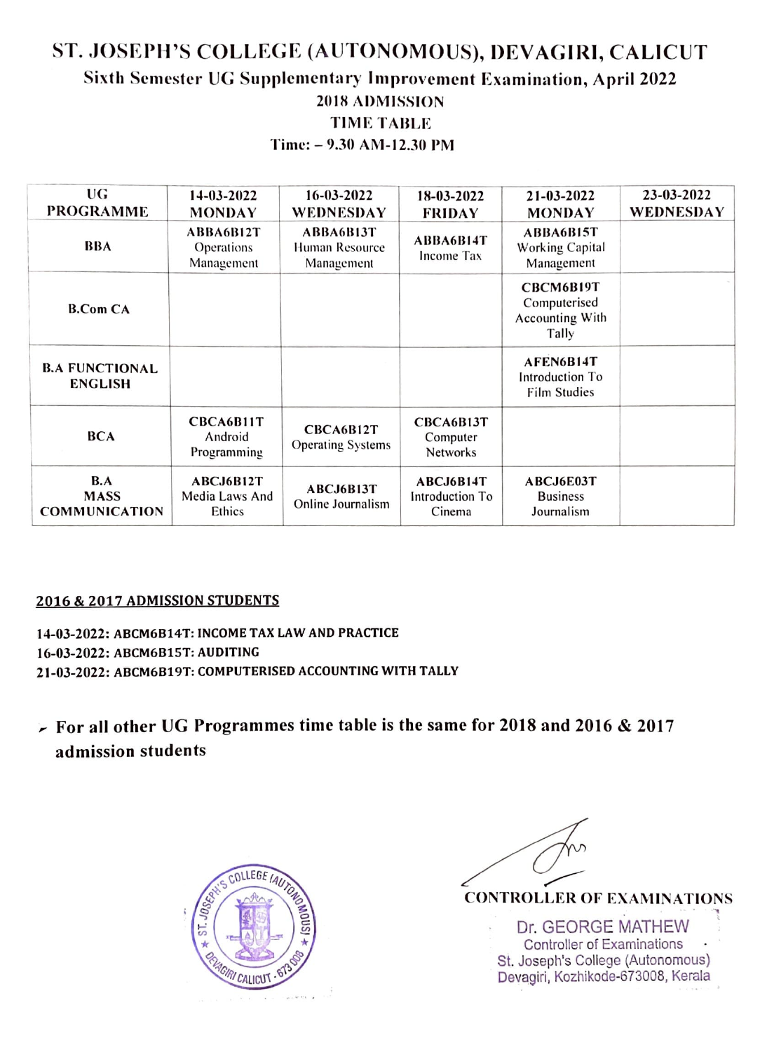# ST. JOSEPH'S COLLEGE (AUTONOMOUS), DEVAGIRI, CALICUT

## Sixth Semester UG Supplementary Improvement Examination, April 2022

### 2018 ADMISSION

### TIME TABLE

**Time: – 9.30 AM-12.30 PM**

| UG PROGRAMME | 14-03-2022 MONDAY | 16-03-2022 WEDNESDAY | 18-03-2022 FRIDAY | 21-03-2022 MONDAY | 23-03-2022 WEDNESDAY |
|---|---|---|---|---|---|
| BBA | ABBA6B12T Operations Management | ABBA6B13T Human Resource Management | ABBA6B14T Income Tax | ABBA6B15T Working Capital Management | |
| B.Com CA | | | | CBCM6B19T Computerised Accounting With Tally | |
| B.A FUNCTIONAL ENGLISH | | | | AFEN6B14T Introduction To Film Studies | |
| BCA | CBCA6B11T Android Programming | CBCA6B12T Operating Systems | CBCA6B13T Computer Networks | | |
| B.A MASS COMMUNICATION | ABCJ6B12T Media Laws And Ethics | ABCJ6B13T Online Journalism | ABCJ6B14T Introduction To Cinema | ABCJ6E03T Business Journalism | |

**2016 & 2017 ADMISSION STUDENTS**

**14-03-2022: ABCM6B14T: INCOME TAX LAW AND PRACTICE**
**16-03-2022: ABCM6B15T: AUDITING**
**21-03-2022: ABCM6B19T: COMPUTERISED ACCOUNTING WITH TALLY**

- **For all other UG Programmes time table is the same for 2018 and 2016 & 2017 admission students**

CONTROLLER OF EXAMINATIONS

Dr. GEORGE MATHEW
Controller of Examinations
St. Joseph's College (Autonomous)
Devagiri, Kozhikode-673008, Kerala

ST. JOSEPH'S COLLEGE (AUTONOMOUS) DEVAGIRI CALICUT-673008